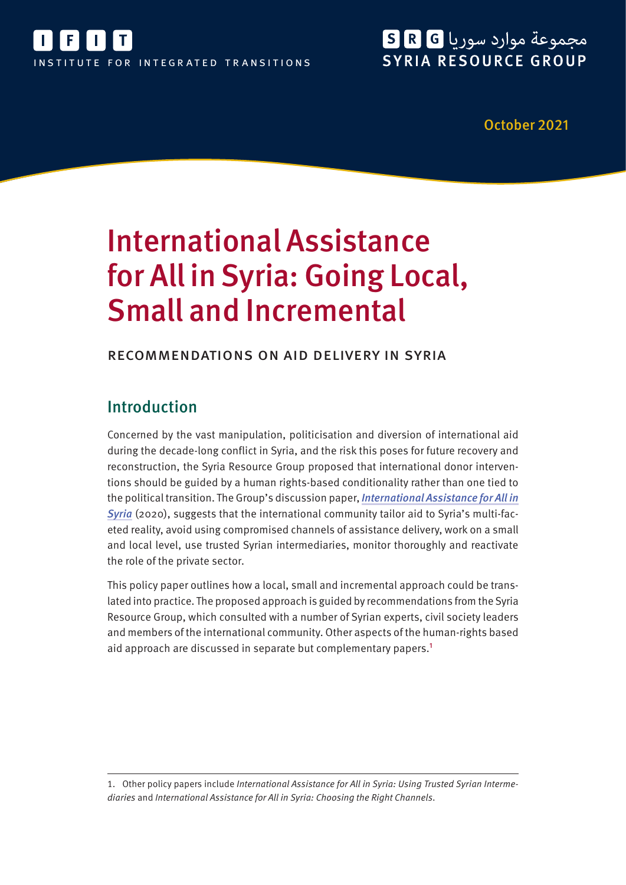INSTITUTE FOR INTEGRATED TRANSITIONS

مجموعة موارد سوريا SYRIA RESOURCE GROUP

October 2021

# International Assistance for All in Syria: Going Local, Small and Incremental

RECOMMENDATIONS ON AID DELIVERY IN SYRIA

## Introduction

Concerned by the vast manipulation, politicisation and diversion of international aid during the decade-long conflict in Syria, and the risk this poses for future recovery and reconstruction, the Syria Resource Group proposed that international donor interventions should be guided by a human rights-based conditionality rather than one tied to the political transition. The Group's discussion paper, ***International Assistance for All in Syria*** (2020), suggests that the international community tailor aid to Syria's multi-faceted reality, avoid using compromised channels of assistance delivery, work on a small and local level, use trusted Syrian intermediaries, monitor thoroughly and reactivate the role of the private sector.

This policy paper outlines how a local, small and incremental approach could be translated into practice. The proposed approach is guided by recommendations from the Syria Resource Group, which consulted with a number of Syrian experts, civil society leaders and members of the international community. Other aspects of the human-rights based aid approach are discussed in separate but complementary papers.[1]

1. Other policy papers include *International Assistance for All in Syria: Using Trusted Syrian Intermediaries* and *International Assistance for All in Syria: Choosing the Right Channels*.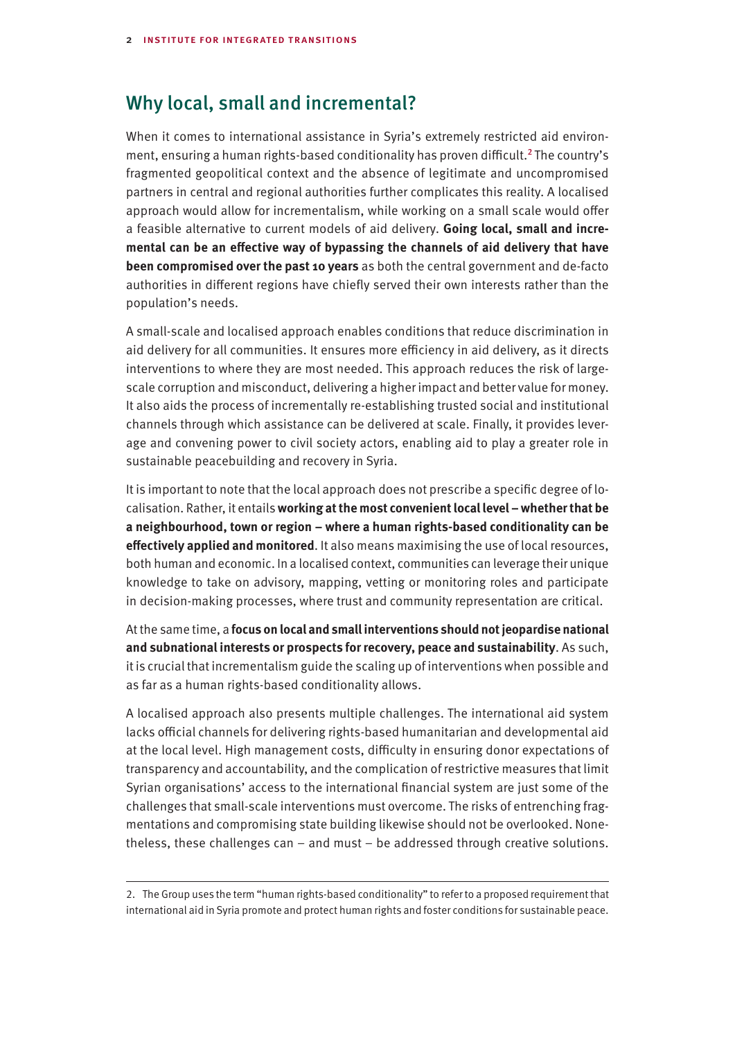## Why local, small and incremental?

When it comes to international assistance in Syria's extremely restricted aid environment, ensuring a human rights-based conditionality has proven difficult.[2] The country's fragmented geopolitical context and the absence of legitimate and uncompromised partners in central and regional authorities further complicates this reality. A localised approach would allow for incrementalism, while working on a small scale would offer a feasible alternative to current models of aid delivery. **Going local, small and incremental can be an effective way of bypassing the channels of aid delivery that have been compromised over the past 10 years** as both the central government and de-facto authorities in different regions have chiefly served their own interests rather than the population's needs.

A small-scale and localised approach enables conditions that reduce discrimination in aid delivery for all communities. It ensures more efficiency in aid delivery, as it directs interventions to where they are most needed. This approach reduces the risk of large-scale corruption and misconduct, delivering a higher impact and better value for money. It also aids the process of incrementally re-establishing trusted social and institutional channels through which assistance can be delivered at scale. Finally, it provides leverage and convening power to civil society actors, enabling aid to play a greater role in sustainable peacebuilding and recovery in Syria.

It is important to note that the local approach does not prescribe a specific degree of localisation. Rather, it entails **working at the most convenient local level – whether that be a neighbourhood, town or region – where a human rights-based conditionality can be effectively applied and monitored**. It also means maximising the use of local resources, both human and economic. In a localised context, communities can leverage their unique knowledge to take on advisory, mapping, vetting or monitoring roles and participate in decision-making processes, where trust and community representation are critical.

At the same time, a **focus on local and small interventions should not jeopardise national and subnational interests or prospects for recovery, peace and sustainability**. As such, it is crucial that incrementalism guide the scaling up of interventions when possible and as far as a human rights-based conditionality allows.

A localised approach also presents multiple challenges. The international aid system lacks official channels for delivering rights-based humanitarian and developmental aid at the local level. High management costs, difficulty in ensuring donor expectations of transparency and accountability, and the complication of restrictive measures that limit Syrian organisations' access to the international financial system are just some of the challenges that small-scale interventions must overcome. The risks of entrenching fragmentations and compromising state building likewise should not be overlooked. Nonetheless, these challenges can – and must – be addressed through creative solutions.

---

2. The Group uses the term "human rights-based conditionality" to refer to a proposed requirement that international aid in Syria promote and protect human rights and foster conditions for sustainable peace.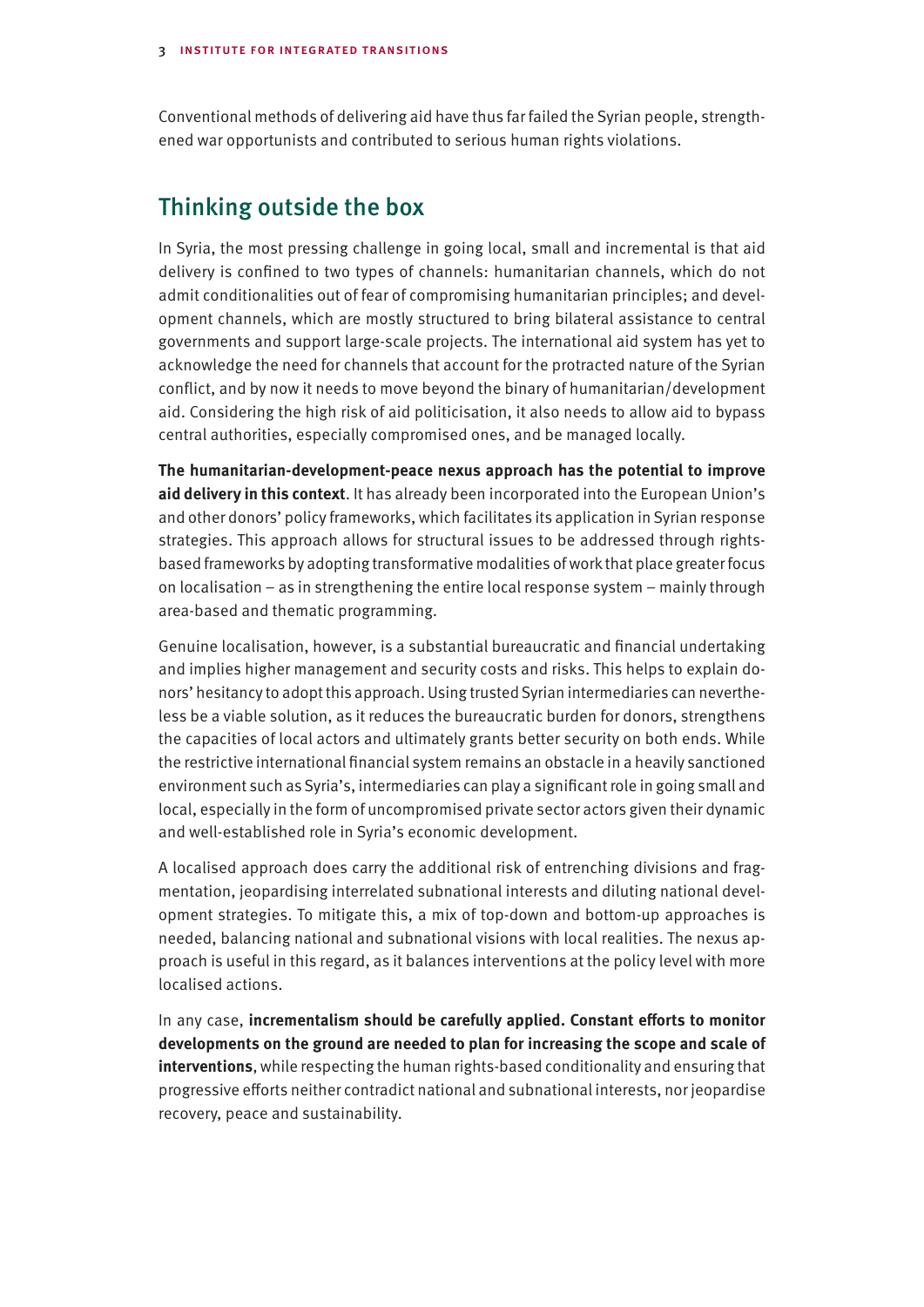Conventional methods of delivering aid have thus far failed the Syrian people, strengthened war opportunists and contributed to serious human rights violations.

## Thinking outside the box

In Syria, the most pressing challenge in going local, small and incremental is that aid delivery is confined to two types of channels: humanitarian channels, which do not admit conditionalities out of fear of compromising humanitarian principles; and development channels, which are mostly structured to bring bilateral assistance to central governments and support large-scale projects. The international aid system has yet to acknowledge the need for channels that account for the protracted nature of the Syrian conflict, and by now it needs to move beyond the binary of humanitarian/development aid. Considering the high risk of aid politicisation, it also needs to allow aid to bypass central authorities, especially compromised ones, and be managed locally.

**The humanitarian-development-peace nexus approach has the potential to improve aid delivery in this context**. It has already been incorporated into the European Union's and other donors' policy frameworks, which facilitates its application in Syrian response strategies. This approach allows for structural issues to be addressed through rights-based frameworks by adopting transformative modalities of work that place greater focus on localisation – as in strengthening the entire local response system – mainly through area-based and thematic programming.

Genuine localisation, however, is a substantial bureaucratic and financial undertaking and implies higher management and security costs and risks. This helps to explain donors' hesitancy to adopt this approach. Using trusted Syrian intermediaries can nevertheless be a viable solution, as it reduces the bureaucratic burden for donors, strengthens the capacities of local actors and ultimately grants better security on both ends. While the restrictive international financial system remains an obstacle in a heavily sanctioned environment such as Syria's, intermediaries can play a significant role in going small and local, especially in the form of uncompromised private sector actors given their dynamic and well-established role in Syria's economic development.

A localised approach does carry the additional risk of entrenching divisions and fragmentation, jeopardising interrelated subnational interests and diluting national development strategies. To mitigate this, a mix of top-down and bottom-up approaches is needed, balancing national and subnational visions with local realities. The nexus approach is useful in this regard, as it balances interventions at the policy level with more localised actions.

In any case, **incrementalism should be carefully applied. Constant efforts to monitor developments on the ground are needed to plan for increasing the scope and scale of interventions**, while respecting the human rights-based conditionality and ensuring that progressive efforts neither contradict national and subnational interests, nor jeopardise recovery, peace and sustainability.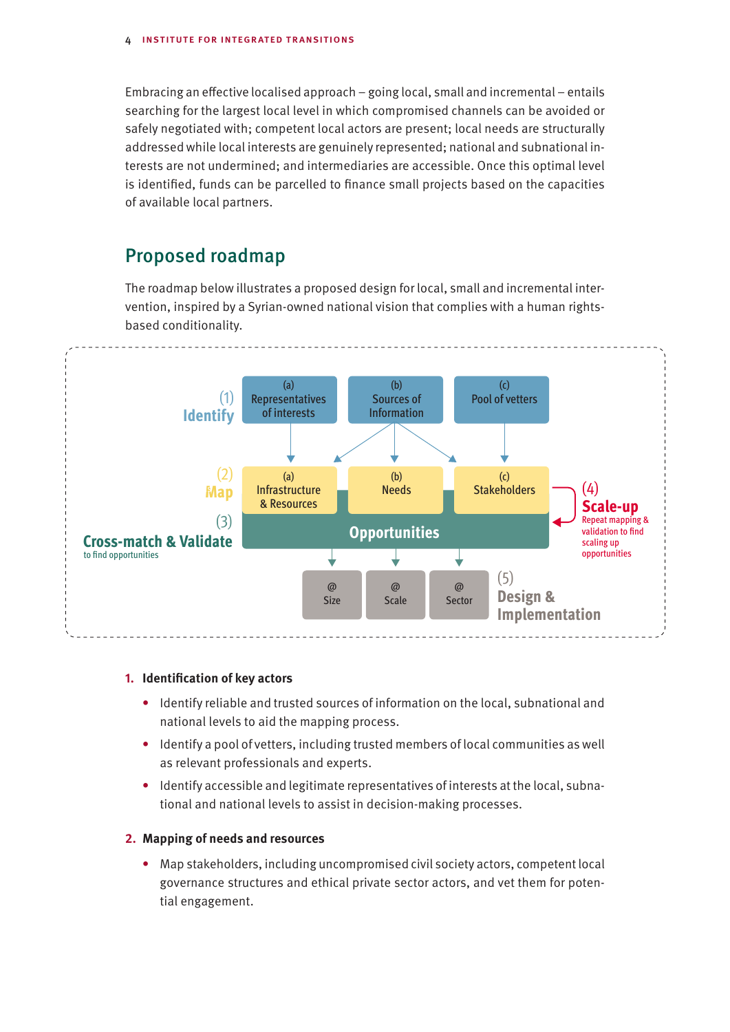Embracing an effective localised approach – going local, small and incremental – entails searching for the largest local level in which compromised channels can be avoided or safely negotiated with; competent local actors are present; local needs are structurally addressed while local interests are genuinely represented; national and subnational interests are not undermined; and intermediaries are accessible. Once this optimal level is identified, funds can be parcelled to finance small projects based on the capacities of available local partners.

## Proposed roadmap

The roadmap below illustrates a proposed design for local, small and incremental intervention, inspired by a Syrian-owned national vision that complies with a human rights-based conditionality.

(1) Identify
- (a) Representatives of interests
- (b) Sources of Information
- (c) Pool of vetters

(2) Map
- (a) Infrastructure & Resources
- (b) Needs
- (c) Stakeholders

(3) Cross-match & Validate to find opportunities
- Opportunities

(4) Scale-up
Repeat mapping & validation to find scaling up opportunities

(5) Design & Implementation
- @ Size
- @ Scale
- @ Sector

1. **Identification of key actors**
   - Identify reliable and trusted sources of information on the local, subnational and national levels to aid the mapping process.
   - Identify a pool of vetters, including trusted members of local communities as well as relevant professionals and experts.
   - Identify accessible and legitimate representatives of interests at the local, subnational and national levels to assist in decision-making processes.

2. **Mapping of needs and resources**
   - Map stakeholders, including uncompromised civil society actors, competent local governance structures and ethical private sector actors, and vet them for potential engagement.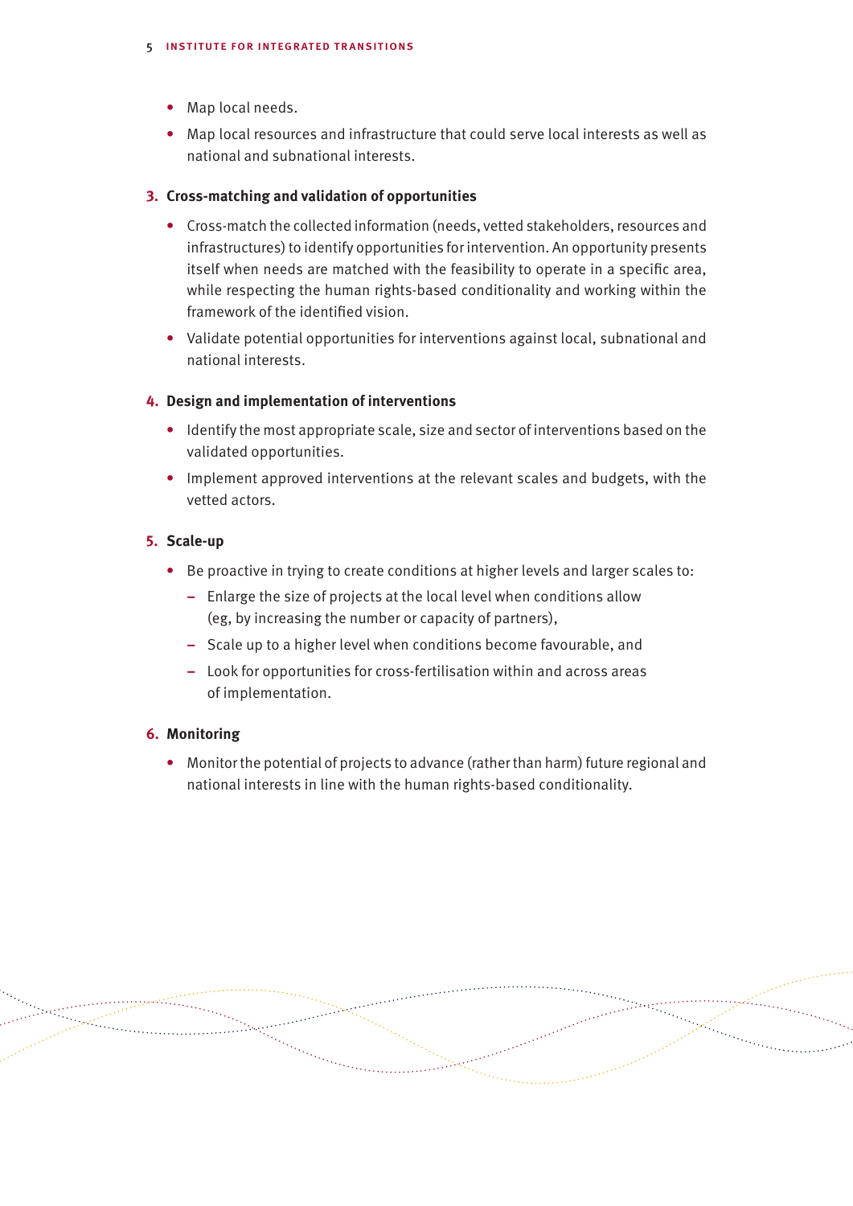- Map local needs.
- Map local resources and infrastructure that could serve local interests as well as national and subnational interests.

**3. Cross-matching and validation of opportunities**

- Cross-match the collected information (needs, vetted stakeholders, resources and infrastructures) to identify opportunities for intervention. An opportunity presents itself when needs are matched with the feasibility to operate in a specific area, while respecting the human rights-based conditionality and working within the framework of the identified vision.
- Validate potential opportunities for interventions against local, subnational and national interests.

**4. Design and implementation of interventions**

- Identify the most appropriate scale, size and sector of interventions based on the validated opportunities.
- Implement approved interventions at the relevant scales and budgets, with the vetted actors.

**5. Scale-up**

- Be proactive in trying to create conditions at higher levels and larger scales to:
  - Enlarge the size of projects at the local level when conditions allow (eg, by increasing the number or capacity of partners),
  - Scale up to a higher level when conditions become favourable, and
  - Look for opportunities for cross-fertilisation within and across areas of implementation.

**6. Monitoring**

- Monitor the potential of projects to advance (rather than harm) future regional and national interests in line with the human rights-based conditionality.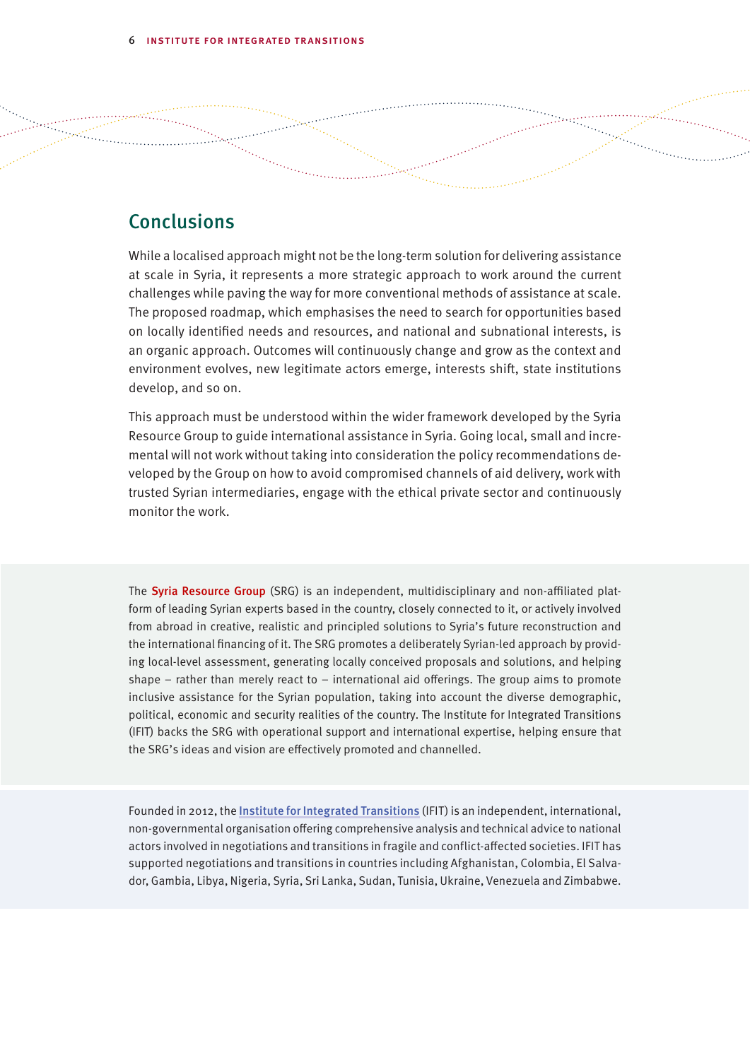## Conclusions

While a localised approach might not be the long-term solution for delivering assistance at scale in Syria, it represents a more strategic approach to work around the current challenges while paving the way for more conventional methods of assistance at scale. The proposed roadmap, which emphasises the need to search for opportunities based on locally identified needs and resources, and national and subnational interests, is an organic approach. Outcomes will continuously change and grow as the context and environment evolves, new legitimate actors emerge, interests shift, state institutions develop, and so on.

This approach must be understood within the wider framework developed by the Syria Resource Group to guide international assistance in Syria. Going local, small and incremental will not work without taking into consideration the policy recommendations developed by the Group on how to avoid compromised channels of aid delivery, work with trusted Syrian intermediaries, engage with the ethical private sector and continuously monitor the work.

The **Syria Resource Group** (SRG) is an independent, multidisciplinary and non-affiliated platform of leading Syrian experts based in the country, closely connected to it, or actively involved from abroad in creative, realistic and principled solutions to Syria's future reconstruction and the international financing of it. The SRG promotes a deliberately Syrian-led approach by providing local-level assessment, generating locally conceived proposals and solutions, and helping shape – rather than merely react to – international aid offerings. The group aims to promote inclusive assistance for the Syrian population, taking into account the diverse demographic, political, economic and security realities of the country. The Institute for Integrated Transitions (IFIT) backs the SRG with operational support and international expertise, helping ensure that the SRG's ideas and vision are effectively promoted and channelled.

Founded in 2012, the **Institute for Integrated Transitions** (IFIT) is an independent, international, non-governmental organisation offering comprehensive analysis and technical advice to national actors involved in negotiations and transitions in fragile and conflict-affected societies. IFIT has supported negotiations and transitions in countries including Afghanistan, Colombia, El Salvador, Gambia, Libya, Nigeria, Syria, Sri Lanka, Sudan, Tunisia, Ukraine, Venezuela and Zimbabwe.